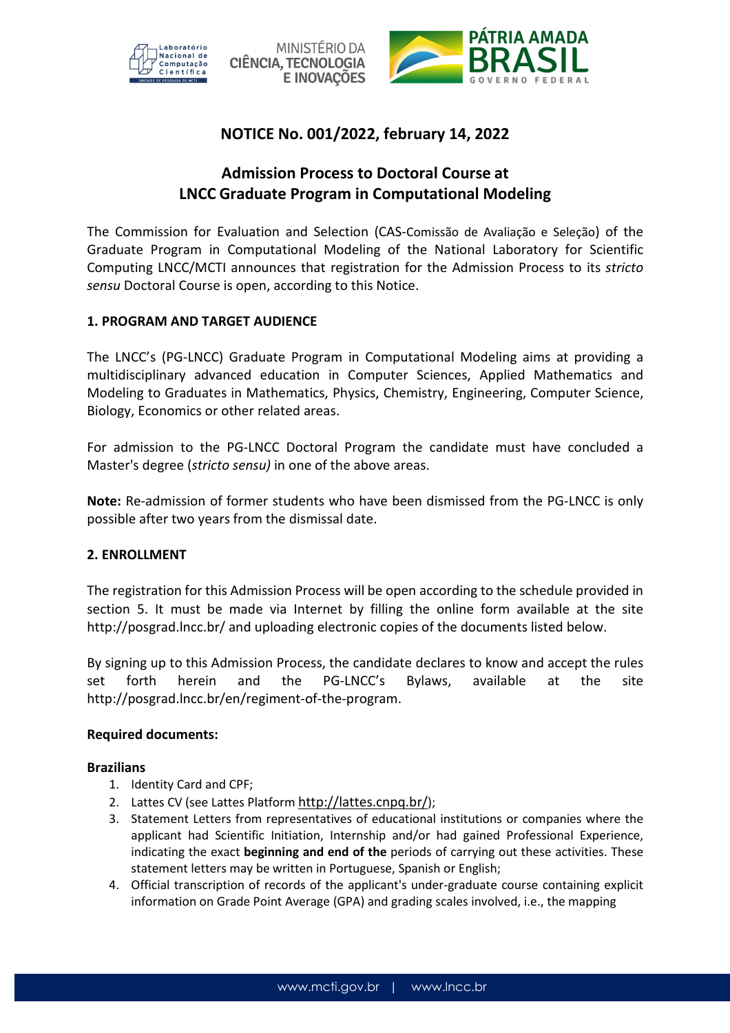# NOTICE No. 001/2022, february 14, 2022

## Admission Process to Doctoral Course at LNCC Graduate Program in Computational Modeling

The Commission for Evaluation and Selection (CAS-Comissão de Avaliação e Seleção) of the Graduate Program in Computational Modeling of the National Laboratory for Scientific Computing LNCC/MCTI announces that registration for the Admission Process to its *stricto sensu* Doctoral Course is open, according to this Notice.

### 1. PROGRAM AND TARGET AUDIENCE

The LNCC's (PG-LNCC) Graduate Program in Computational Modeling aims at providing a multidisciplinary advanced education in Computer Sciences, Applied Mathematics and Modeling to Graduates in Mathematics, Physics, Chemistry, Engineering, Computer Science, Biology, Economics or other related areas.

For admission to the PG-LNCC Doctoral Program the candidate must have concluded a Master's degree (*stricto sensu)* in one of the above areas.

**Note:** Re-admission of former students who have been dismissed from the PG-LNCC is only possible after two years from the dismissal date.

### 2. ENROLLMENT

The registration for this Admission Process will be open according to the schedule provided in section 5. It must be made via Internet by filling the online form available at the site http://posgrad.lncc.br/ and uploading electronic copies of the documents listed below.

By signing up to this Admission Process, the candidate declares to know and accept the rules set forth herein and the PG-LNCC's Bylaws, available at the site http://posgrad.lncc.br/en/regiment-of-the-program.

**Required documents:**

**Brazilians**

1. Identity Card and CPF;
2. Lattes CV (see Lattes Platform http://lattes.cnpq.br/);
3. Statement Letters from representatives of educational institutions or companies where the applicant had Scientific Initiation, Internship and/or had gained Professional Experience, indicating the exact **beginning and end of the** periods of carrying out these activities. These statement letters may be written in Portuguese, Spanish or English;
4. Official transcription of records of the applicant's under-graduate course containing explicit information on Grade Point Average (GPA) and grading scales involved, i.e., the mapping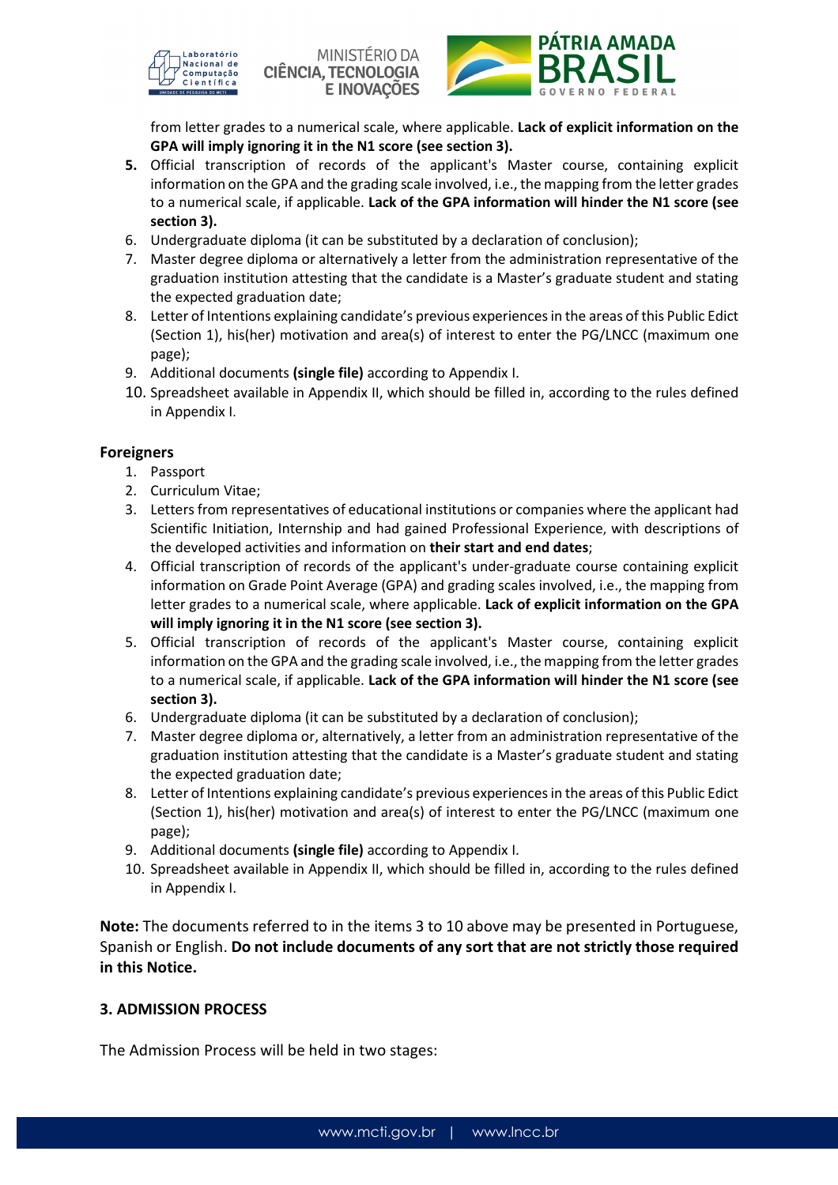from letter grades to a numerical scale, where applicable. **Lack of explicit information on the GPA will imply ignoring it in the N1 score (see section 3).**

5. Official transcription of records of the applicant's Master course, containing explicit information on the GPA and the grading scale involved, i.e., the mapping from the letter grades to a numerical scale, if applicable. **Lack of the GPA information will hinder the N1 score (see section 3).**
6. Undergraduate diploma (it can be substituted by a declaration of conclusion);
7. Master degree diploma or alternatively a letter from the administration representative of the graduation institution attesting that the candidate is a Master's graduate student and stating the expected graduation date;
8. Letter of Intentions explaining candidate's previous experiences in the areas of this Public Edict (Section 1), his(her) motivation and area(s) of interest to enter the PG/LNCC (maximum one page);
9. Additional documents **(single file)** according to Appendix I.
10. Spreadsheet available in Appendix II, which should be filled in, according to the rules defined in Appendix I.

**Foreigners**

1. Passport
2. Curriculum Vitae;
3. Letters from representatives of educational institutions or companies where the applicant had Scientific Initiation, Internship and had gained Professional Experience, with descriptions of the developed activities and information on **their start and end dates**;
4. Official transcription of records of the applicant's under-graduate course containing explicit information on Grade Point Average (GPA) and grading scales involved, i.e., the mapping from letter grades to a numerical scale, where applicable. **Lack of explicit information on the GPA will imply ignoring it in the N1 score (see section 3).**
5. Official transcription of records of the applicant's Master course, containing explicit information on the GPA and the grading scale involved, i.e., the mapping from the letter grades to a numerical scale, if applicable. **Lack of the GPA information will hinder the N1 score (see section 3).**
6. Undergraduate diploma (it can be substituted by a declaration of conclusion);
7. Master degree diploma or, alternatively, a letter from an administration representative of the graduation institution attesting that the candidate is a Master's graduate student and stating the expected graduation date;
8. Letter of Intentions explaining candidate's previous experiences in the areas of this Public Edict (Section 1), his(her) motivation and area(s) of interest to enter the PG/LNCC (maximum one page);
9. Additional documents **(single file)** according to Appendix I.
10. Spreadsheet available in Appendix II, which should be filled in, according to the rules defined in Appendix I.

**Note:** The documents referred to in the items 3 to 10 above may be presented in Portuguese, Spanish or English. **Do not include documents of any sort that are not strictly those required in this Notice.**

## 3. ADMISSION PROCESS

The Admission Process will be held in two stages: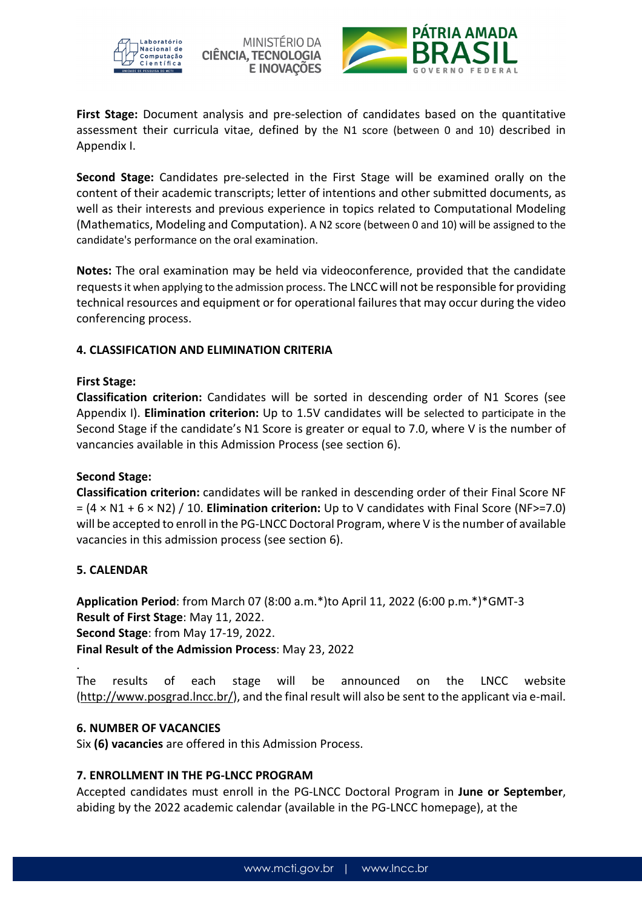**First Stage:** Document analysis and pre-selection of candidates based on the quantitative assessment their curricula vitae, defined by the N1 score (between 0 and 10) described in Appendix I.

**Second Stage:** Candidates pre-selected in the First Stage will be examined orally on the content of their academic transcripts; letter of intentions and other submitted documents, as well as their interests and previous experience in topics related to Computational Modeling (Mathematics, Modeling and Computation). A N2 score (between 0 and 10) will be assigned to the candidate's performance on the oral examination.

**Notes:** The oral examination may be held via videoconference, provided that the candidate requests it when applying to the admission process. The LNCC will not be responsible for providing technical resources and equipment or for operational failures that may occur during the video conferencing process.

## 4. CLASSIFICATION AND ELIMINATION CRITERIA

**First Stage:**

**Classification criterion:** Candidates will be sorted in descending order of N1 Scores (see Appendix I). **Elimination criterion:** Up to 1.5V candidates will be selected to participate in the Second Stage if the candidate's N1 Score is greater or equal to 7.0, where V is the number of vancancies available in this Admission Process (see section 6).

**Second Stage:**

**Classification criterion:** candidates will be ranked in descending order of their Final Score NF = $(4 \times N1 + 6 \times N2) / 10$. **Elimination criterion:** Up to V candidates with Final Score (NF>=7.0) will be accepted to enroll in the PG-LNCC Doctoral Program, where V is the number of available vacancies in this admission process (see section 6).

## 5. CALENDAR

**Application Period**: from March 07 (8:00 a.m.*)to April 11, 2022 (6:00 p.m.*)*GMT-3
**Result of First Stage**: May 11, 2022.
**Second Stage**: from May 17-19, 2022.
**Final Result of the Admission Process**: May 23, 2022

.

The results of each stage will be announced on the LNCC website (http://www.posgrad.lncc.br/), and the final result will also be sent to the applicant via e-mail.

## 6. NUMBER OF VACANCIES

Six **(6) vacancies** are offered in this Admission Process.

## 7. ENROLLMENT IN THE PG-LNCC PROGRAM

Accepted candidates must enroll in the PG-LNCC Doctoral Program in **June or September**, abiding by the 2022 academic calendar (available in the PG-LNCC homepage), at the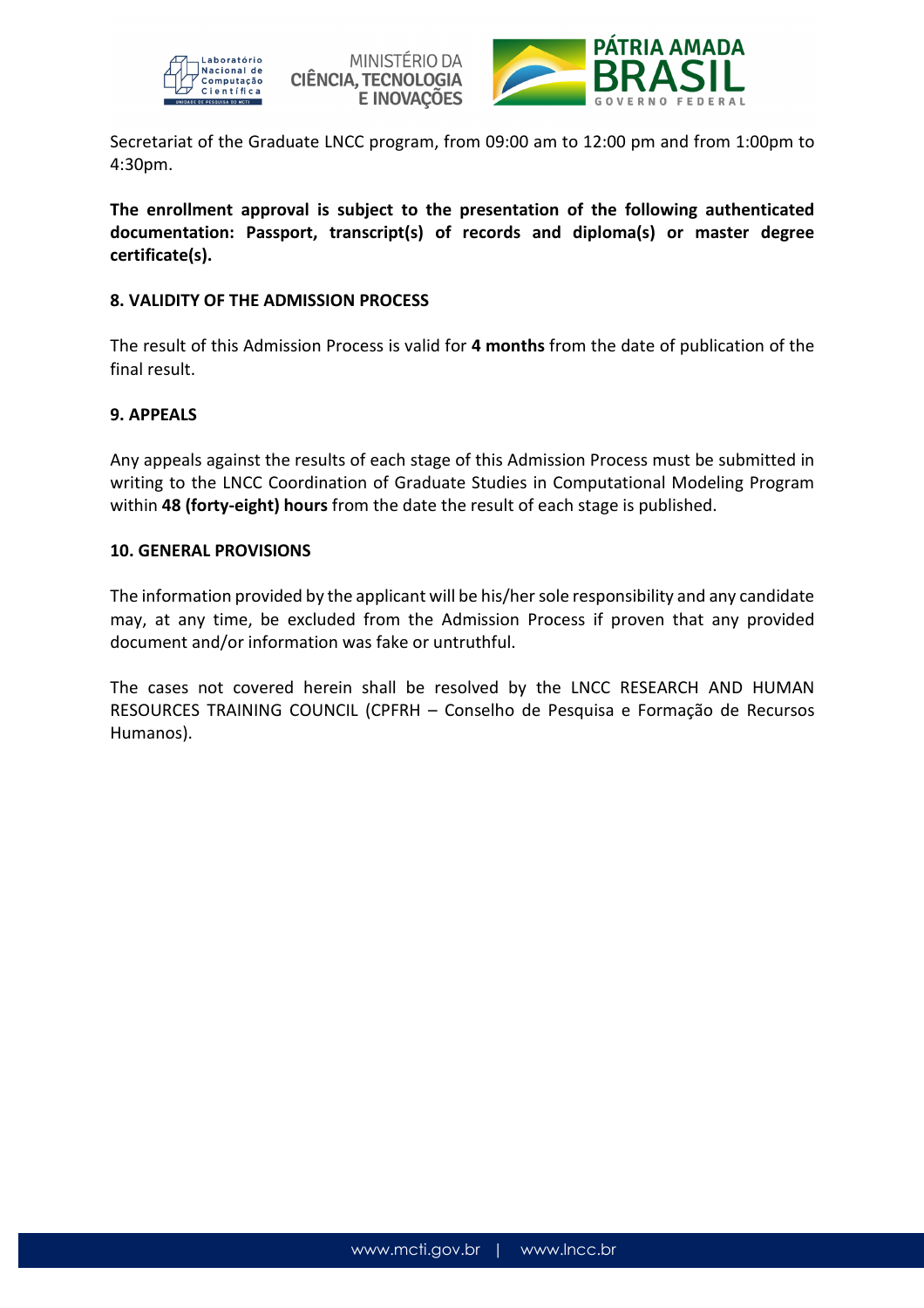Secretariat of the Graduate LNCC program, from 09:00 am to 12:00 pm and from 1:00pm to 4:30pm.

**The enrollment approval is subject to the presentation of the following authenticated documentation: Passport, transcript(s) of records and diploma(s) or master degree certificate(s).**

## 8. VALIDITY OF THE ADMISSION PROCESS

The result of this Admission Process is valid for **4 months** from the date of publication of the final result.

## 9. APPEALS

Any appeals against the results of each stage of this Admission Process must be submitted in writing to the LNCC Coordination of Graduate Studies in Computational Modeling Program within **48 (forty-eight) hours** from the date the result of each stage is published.

## 10. GENERAL PROVISIONS

The information provided by the applicant will be his/her sole responsibility and any candidate may, at any time, be excluded from the Admission Process if proven that any provided document and/or information was fake or untruthful.

The cases not covered herein shall be resolved by the LNCC RESEARCH AND HUMAN RESOURCES TRAINING COUNCIL (CPFRH – Conselho de Pesquisa e Formação de Recursos Humanos).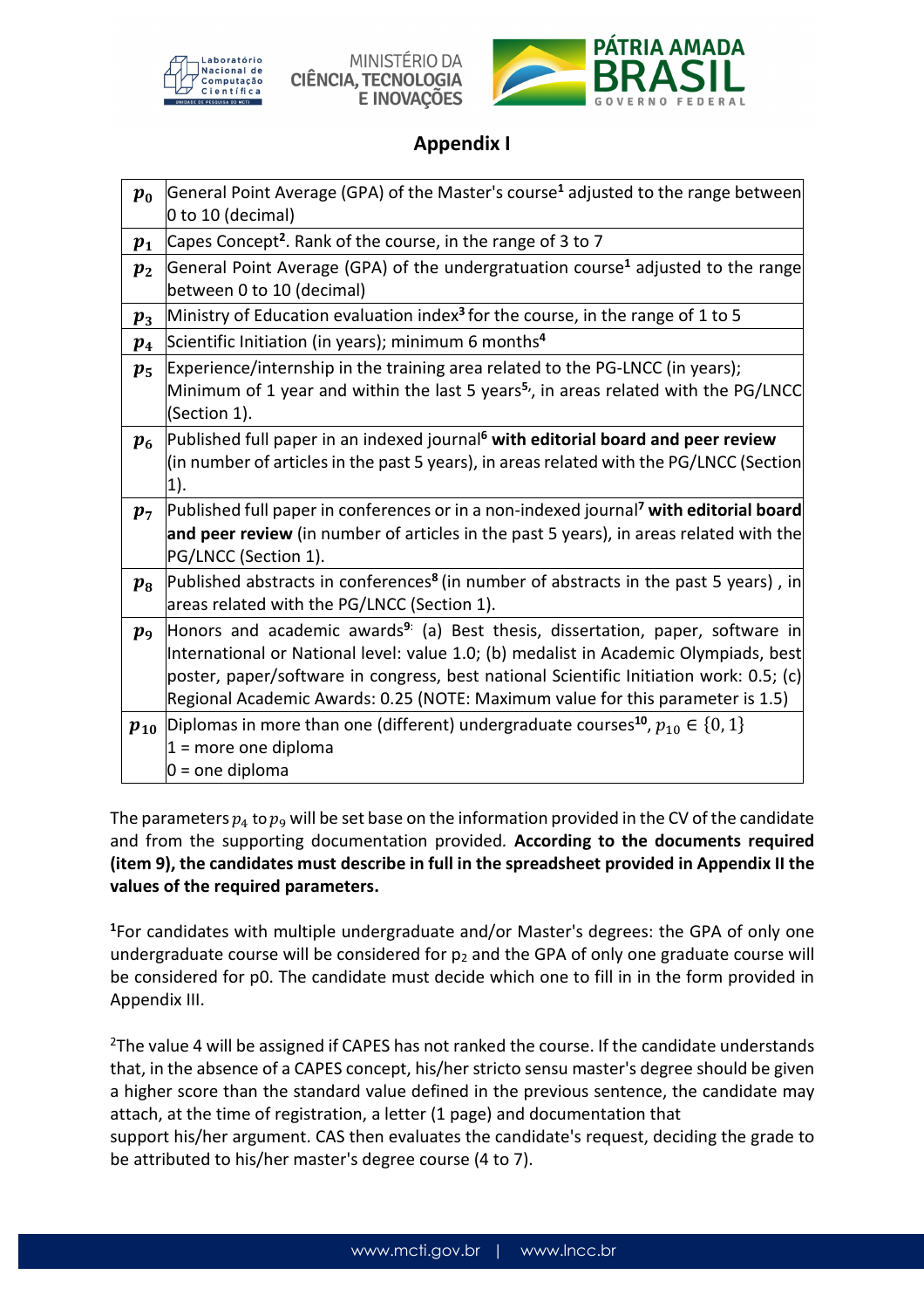## Appendix I

| | |
|---|---|
| $p_0$ | General Point Average (GPA) of the Master's course[1] adjusted to the range between 0 to 10 (decimal) |
| $p_1$ | Capes Concept[2]. Rank of the course, in the range of 3 to 7 |
| $p_2$ | General Point Average (GPA) of the undergratuation course[1] adjusted to the range between 0 to 10 (decimal) |
| $p_3$ | Ministry of Education evaluation index[3] for the course, in the range of 1 to 5 |
| $p_4$ | Scientific Initiation (in years); minimum 6 months[4] |
| $p_5$ | Experience/internship in the training area related to the PG-LNCC (in years); Minimum of 1 year and within the last 5 years[5], in areas related with the PG/LNCC (Section 1). |
| $p_6$ | Published full paper in an indexed journal[6] **with editorial board and peer review** (in number of articles in the past 5 years), in areas related with the PG/LNCC (Section 1). |
| $p_7$ | Published full paper in conferences or in a non-indexed journal[7] **with editorial board and peer review** (in number of articles in the past 5 years), in areas related with the PG/LNCC (Section 1). |
| $p_8$ | Published abstracts in conferences[8] (in number of abstracts in the past 5 years) , in areas related with the PG/LNCC (Section 1). |
| $p_9$ | Honors and academic awards[9]: (a) Best thesis, dissertation, paper, software in International or National level: value 1.0; (b) medalist in Academic Olympiads, best poster, paper/software in congress, best national Scientific Initiation work: 0.5; (c) Regional Academic Awards: 0.25 (NOTE: Maximum value for this parameter is 1.5) |
| $p_{10}$ | Diplomas in more than one (different) undergraduate courses[10], $p_{10} \in \{0, 1\}$<br>1 = more one diploma<br>0 = one diploma |

The parameters $p_4$ to $p_9$ will be set base on the information provided in the CV of the candidate and from the supporting documentation provided. **According to the documents required (item 9), the candidates must describe in full in the spreadsheet provided in Appendix II the values of the required parameters.**

[1]For candidates with multiple undergraduate and/or Master's degrees: the GPA of only one undergraduate course will be considered for $p_2$ and the GPA of only one graduate course will be considered for p0. The candidate must decide which one to fill in in the form provided in Appendix III.

[2]The value 4 will be assigned if CAPES has not ranked the course. If the candidate understands that, in the absence of a CAPES concept, his/her stricto sensu master's degree should be given a higher score than the standard value defined in the previous sentence, the candidate may attach, at the time of registration, a letter (1 page) and documentation that support his/her argument. CAS then evaluates the candidate's request, deciding the grade to be attributed to his/her master's degree course (4 to 7).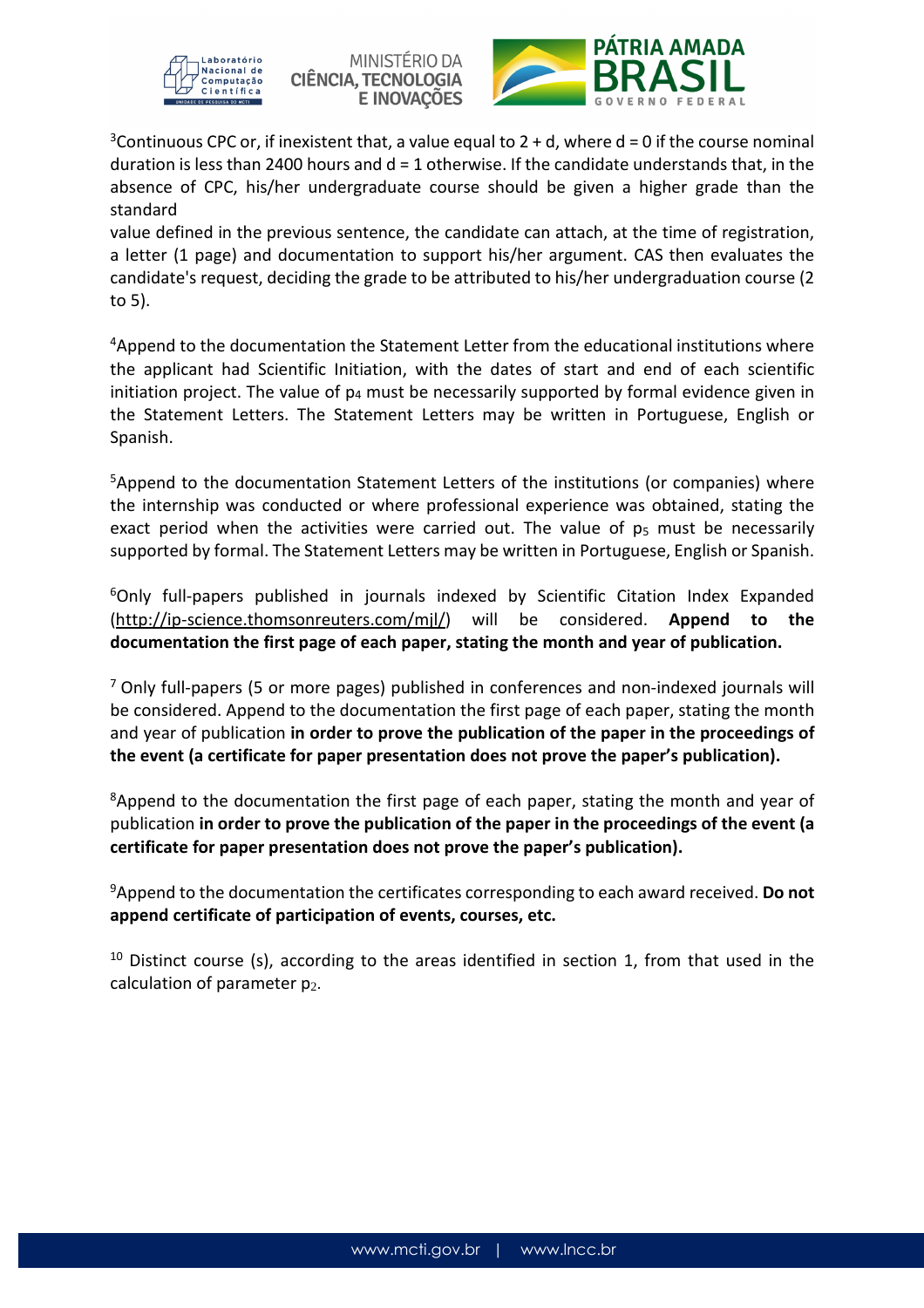[3]Continuous CPC or, if inexistent that, a value equal to 2 + d, where d = 0 if the course nominal duration is less than 2400 hours and d = 1 otherwise. If the candidate understands that, in the absence of CPC, his/her undergraduate course should be given a higher grade than the standard
value defined in the previous sentence, the candidate can attach, at the time of registration, a letter (1 page) and documentation to support his/her argument. CAS then evaluates the candidate's request, deciding the grade to be attributed to his/her undergraduation course (2 to 5).

[4]Append to the documentation the Statement Letter from the educational institutions where the applicant had Scientific Initiation, with the dates of start and end of each scientific initiation project. The value of $p_4$ must be necessarily supported by formal evidence given in the Statement Letters. The Statement Letters may be written in Portuguese, English or Spanish.

[5]Append to the documentation Statement Letters of the institutions (or companies) where the internship was conducted or where professional experience was obtained, stating the exact period when the activities were carried out. The value of $p_5$ must be necessarily supported by formal. The Statement Letters may be written in Portuguese, English or Spanish.

[6]Only full-papers published in journals indexed by Scientific Citation Index Expanded (http://ip-science.thomsonreuters.com/mjl/) will be considered. **Append to the documentation the first page of each paper, stating the month and year of publication.**

[7] Only full-papers (5 or more pages) published in conferences and non-indexed journals will be considered. Append to the documentation the first page of each paper, stating the month and year of publication **in order to prove the publication of the paper in the proceedings of the event (a certificate for paper presentation does not prove the paper's publication).**

[8]Append to the documentation the first page of each paper, stating the month and year of publication **in order to prove the publication of the paper in the proceedings of the event (a certificate for paper presentation does not prove the paper's publication).**

[9]Append to the documentation the certificates corresponding to each award received. **Do not append certificate of participation of events, courses, etc.**

[10] Distinct course (s), according to the areas identified in section 1, from that used in the calculation of parameter $p_2$.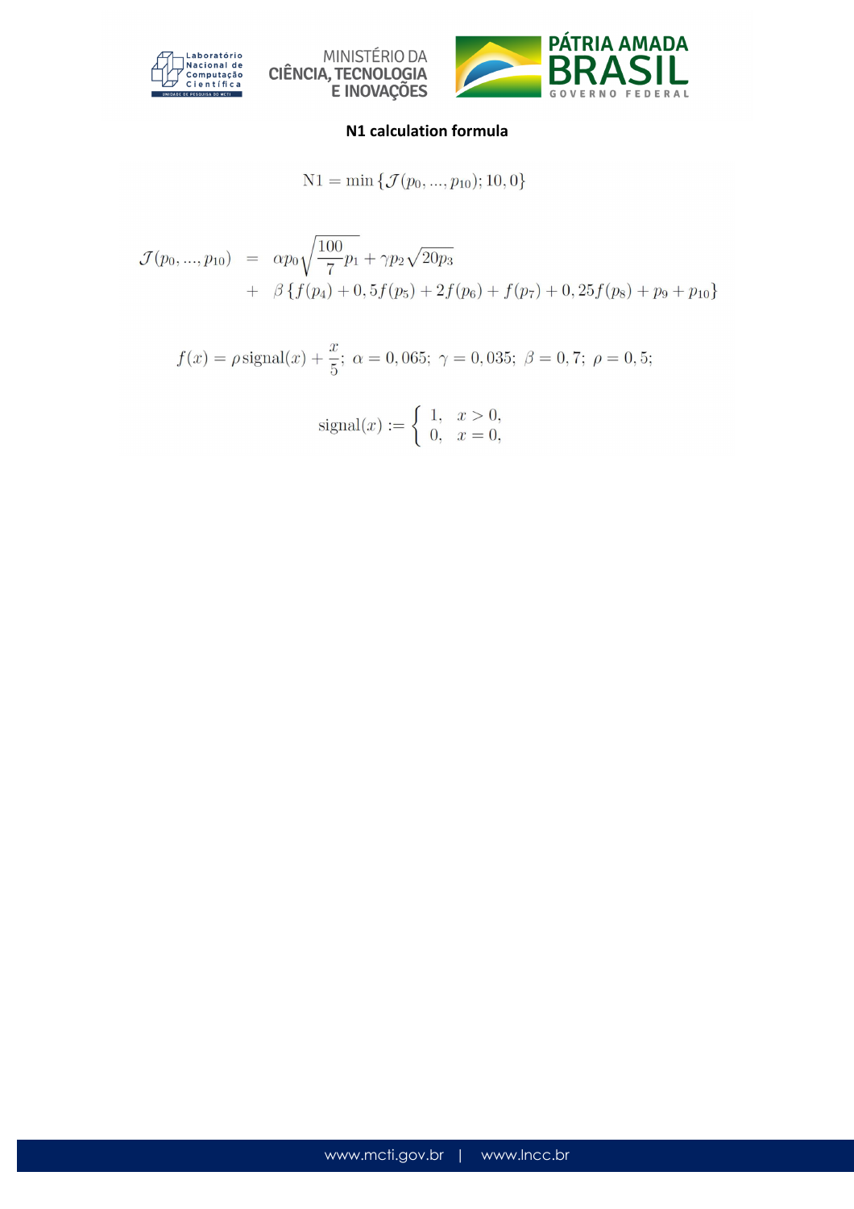**N1 calculation formula**

$$\mathrm{N1} = \min\{\mathcal{J}(p_0, ..., p_{10}); 10, 0\}$$

$$\begin{aligned}\mathcal{J}(p_0, ..., p_{10}) &= \alpha p_0 \sqrt{\frac{100}{7} p_1} + \gamma p_2 \sqrt{20 p_3} \\ &+ \beta\{f(p_4) + 0,5 f(p_5) + 2f(p_6) + f(p_7) + 0,25 f(p_8) + p_9 + p_{10}\}\end{aligned}$$

$$f(x) = \rho\,\mathrm{signal}(x) + \frac{x}{5};\ \alpha = 0,065;\ \gamma = 0,035;\ \beta = 0,7;\ \rho = 0,5;$$

$$\mathrm{signal}(x) := \begin{cases} 1, & x > 0, \\ 0, & x = 0, \end{cases}$$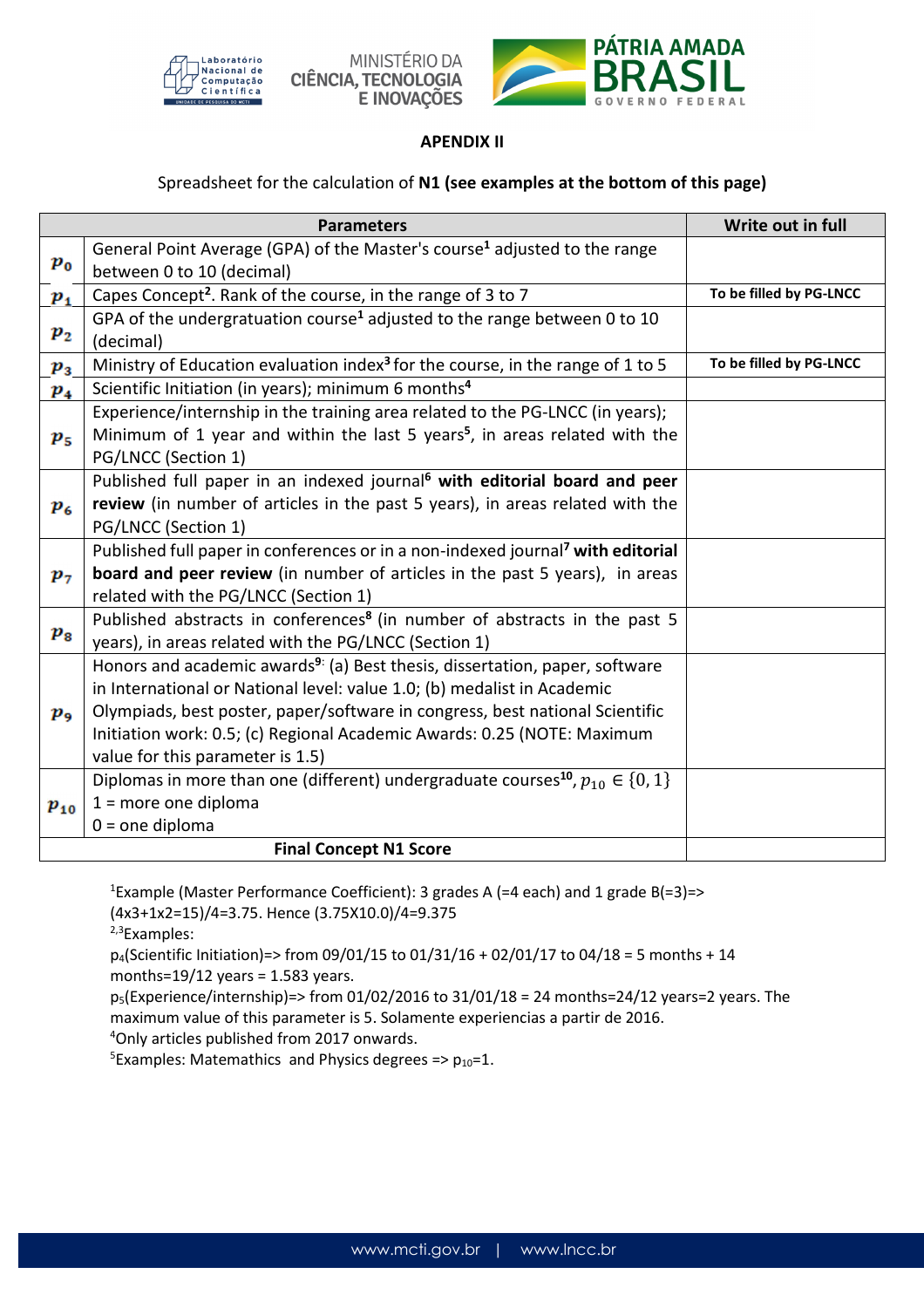**APENDIX II**

Spreadsheet for the calculation of **N1 (see examples at the bottom of this page)**

| | Parameters | Write out in full |
|---|---|---|
| $p_0$ | General Point Average (GPA) of the Master's course[1] adjusted to the range between 0 to 10 (decimal) | |
| $p_1$ | Capes Concept[2]. Rank of the course, in the range of 3 to 7 | **To be filled by PG-LNCC** |
| $p_2$ | GPA of the undergratuation course[1] adjusted to the range between 0 to 10 (decimal) | |
| $p_3$ | Ministry of Education evaluation index[3] for the course, in the range of 1 to 5 | **To be filled by PG-LNCC** |
| $p_4$ | Scientific Initiation (in years); minimum 6 months[4] | |
| $p_5$ | Experience/internship in the training area related to the PG-LNCC (in years); Minimum of 1 year and within the last 5 years[5], in areas related with the PG/LNCC (Section 1) | |
| $p_6$ | Published full paper in an indexed journal[6] **with editorial board and peer review** (in number of articles in the past 5 years), in areas related with the PG/LNCC (Section 1) | |
| $p_7$ | Published full paper in conferences or in a non-indexed journal[7] **with editorial board and peer review** (in number of articles in the past 5 years), in areas related with the PG/LNCC (Section 1) | |
| $p_8$ | Published abstracts in conferences[8] (in number of abstracts in the past 5 years), in areas related with the PG/LNCC (Section 1) | |
| $p_9$ | Honors and academic awards[9]: (a) Best thesis, dissertation, paper, software in International or National level: value 1.0; (b) medalist in Academic Olympiads, best poster, paper/software in congress, best national Scientific Initiation work: 0.5; (c) Regional Academic Awards: 0.25 (NOTE: Maximum value for this parameter is 1.5) | |
| $p_{10}$ | Diplomas in more than one (different) undergraduate courses[10], $p_{10} \in \{0, 1\}$<br>1 = more one diploma<br>0 = one diploma | |
| **Final Concept N1 Score** | | |

[1]Example (Master Performance Coefficient): 3 grades A (=4 each) and 1 grade B(=3)=> (4x3+1x2=15)/4=3.75. Hence (3.75X10.0)/4=9.375

[2,3]Examples:

$p_4$(Scientific Initiation)=> from 09/01/15 to 01/31/16 + 02/01/17 to 04/18 = 5 months + 14 months=19/12 years = 1.583 years.

$p_5$(Experience/internship)=> from 01/02/2016 to 31/01/18 = 24 months=24/12 years=2 years. The maximum value of this parameter is 5. Solamente experiencias a partir de 2016.

[4]Only articles published from 2017 onwards.

[5]Examples: Matemathics and Physics degrees => $p_{10}$=1.